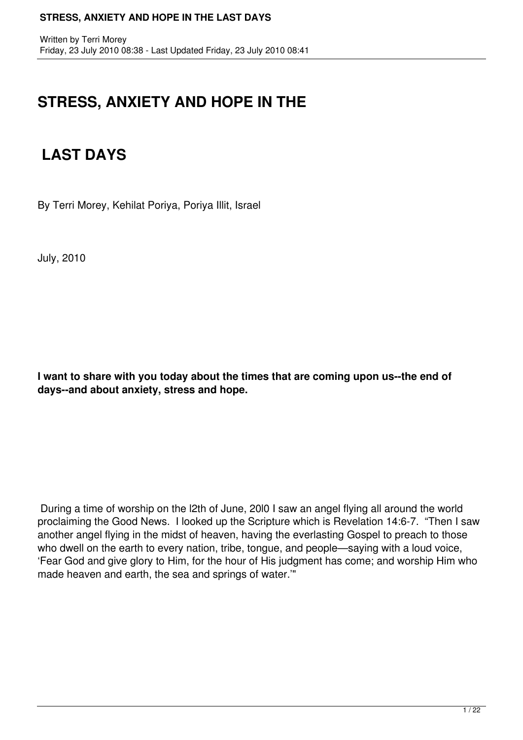Written by Terri Morey
Friday, 23 July 2010 08:38 - Last Updated Friday, 23 July 2010 08:41

# STRESS, ANXIETY AND HOPE IN THE LAST DAYS

By Terri Morey, Kehilat Poriya, Poriya Illit, Israel

July, 2010

**I want to share with you today about the times that are coming upon us--the end of days--and about anxiety, stress and hope.**

During a time of worship on the l2th of June, 20l0 I saw an angel flying all around the world proclaiming the Good News. I looked up the Scripture which is Revelation 14:6-7. "Then I saw another angel flying in the midst of heaven, having the everlasting Gospel to preach to those who dwell on the earth to every nation, tribe, tongue, and people—saying with a loud voice, 'Fear God and give glory to Him, for the hour of His judgment has come; and worship Him who made heaven and earth, the sea and springs of water.'"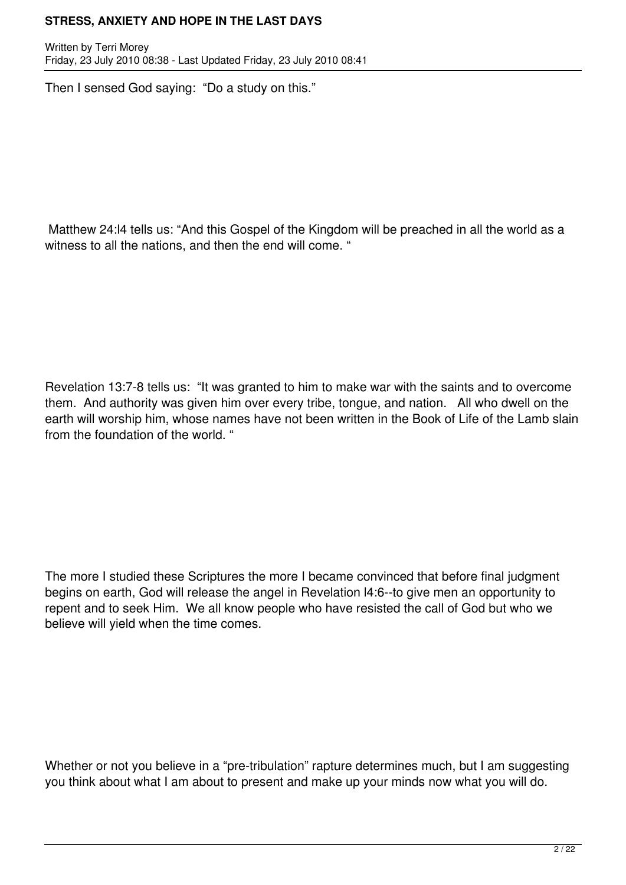Then I sensed God saying: “Do a study on this.”

Matthew 24:l4 tells us: “And this Gospel of the Kingdom will be preached in all the world as a witness to all the nations, and then the end will come. “

Revelation 13:7-8 tells us: “It was granted to him to make war with the saints and to overcome them. And authority was given him over every tribe, tongue, and nation. All who dwell on the earth will worship him, whose names have not been written in the Book of Life of the Lamb slain from the foundation of the world. “

The more I studied these Scriptures the more I became convinced that before final judgment begins on earth, God will release the angel in Revelation l4:6--to give men an opportunity to repent and to seek Him. We all know people who have resisted the call of God but who we believe will yield when the time comes.

Whether or not you believe in a “pre-tribulation” rapture determines much, but I am suggesting you think about what I am about to present and make up your minds now what you will do.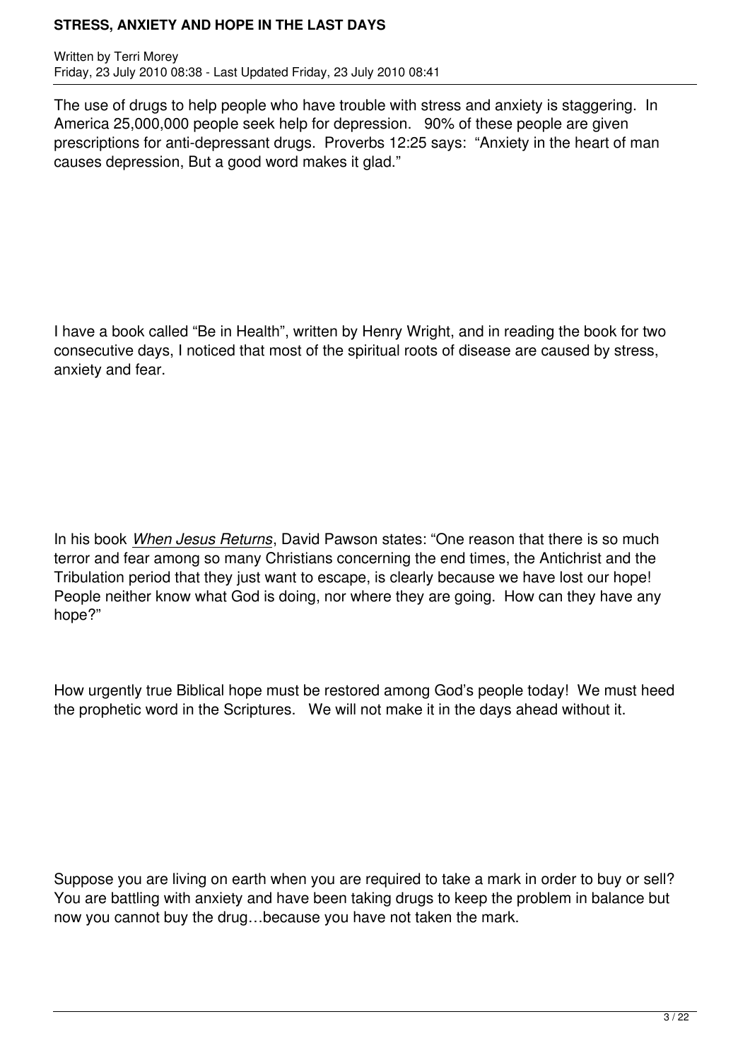The use of drugs to help people who have trouble with stress and anxiety is staggering. In America 25,000,000 people seek help for depression. 90% of these people are given prescriptions for anti-depressant drugs. Proverbs 12:25 says: "Anxiety in the heart of man causes depression, But a good word makes it glad."

I have a book called "Be in Health", written by Henry Wright, and in reading the book for two consecutive days, I noticed that most of the spiritual roots of disease are caused by stress, anxiety and fear.

In his book *When Jesus Returns*, David Pawson states: "One reason that there is so much terror and fear among so many Christians concerning the end times, the Antichrist and the Tribulation period that they just want to escape, is clearly because we have lost our hope! People neither know what God is doing, nor where they are going. How can they have any hope?"

How urgently true Biblical hope must be restored among God's people today! We must heed the prophetic word in the Scriptures. We will not make it in the days ahead without it.

Suppose you are living on earth when you are required to take a mark in order to buy or sell? You are battling with anxiety and have been taking drugs to keep the problem in balance but now you cannot buy the drug…because you have not taken the mark.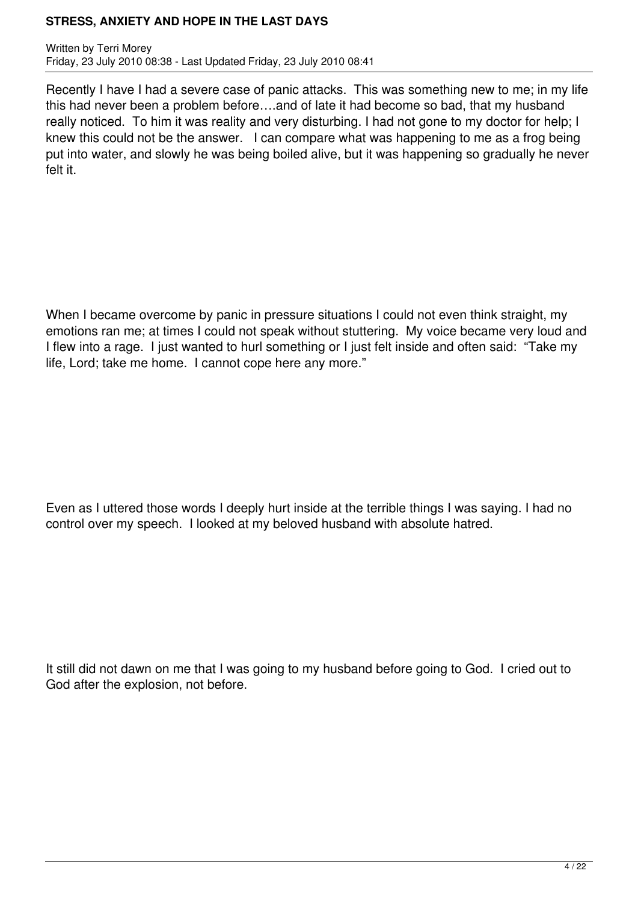Recently I have I had a severe case of panic attacks. This was something new to me; in my life this had never been a problem before….and of late it had become so bad, that my husband really noticed. To him it was reality and very disturbing. I had not gone to my doctor for help; I knew this could not be the answer. I can compare what was happening to me as a frog being put into water, and slowly he was being boiled alive, but it was happening so gradually he never felt it.

When I became overcome by panic in pressure situations I could not even think straight, my emotions ran me; at times I could not speak without stuttering. My voice became very loud and I flew into a rage. I just wanted to hurl something or I just felt inside and often said: "Take my life, Lord; take me home. I cannot cope here any more."

Even as I uttered those words I deeply hurt inside at the terrible things I was saying. I had no control over my speech. I looked at my beloved husband with absolute hatred.

It still did not dawn on me that I was going to my husband before going to God. I cried out to God after the explosion, not before.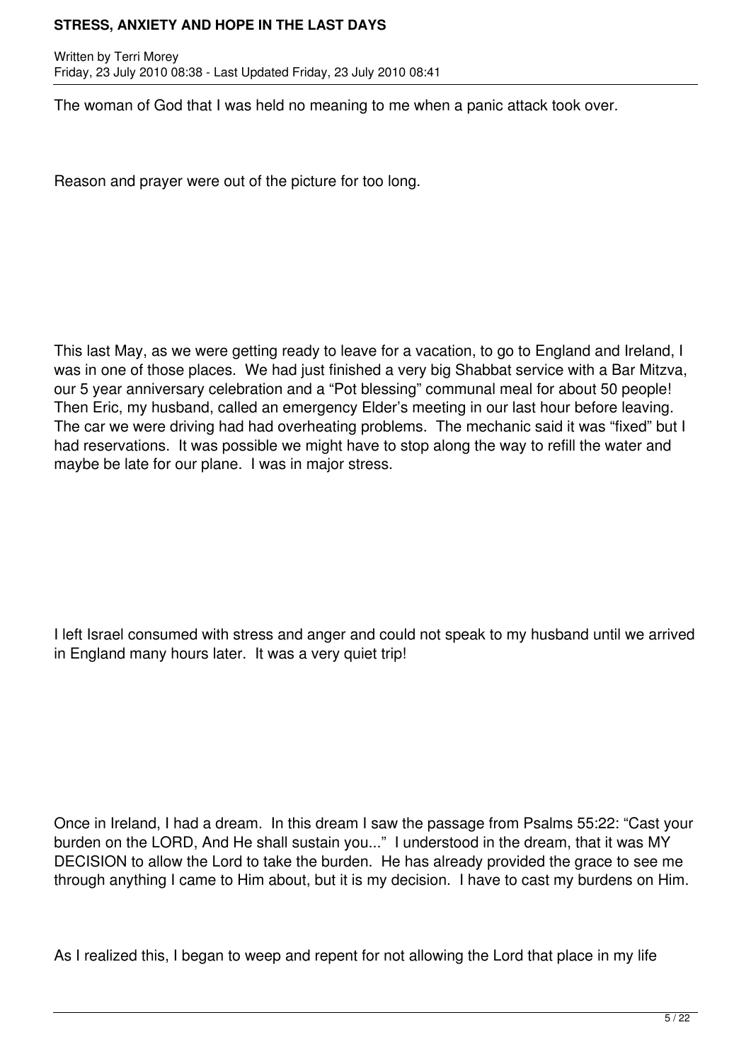The woman of God that I was held no meaning to me when a panic attack took over.

Reason and prayer were out of the picture for too long.

This last May, as we were getting ready to leave for a vacation, to go to England and Ireland, I was in one of those places. We had just finished a very big Shabbat service with a Bar Mitzva, our 5 year anniversary celebration and a "Pot blessing" communal meal for about 50 people! Then Eric, my husband, called an emergency Elder's meeting in our last hour before leaving. The car we were driving had had overheating problems. The mechanic said it was "fixed" but I had reservations. It was possible we might have to stop along the way to refill the water and maybe be late for our plane. I was in major stress.

I left Israel consumed with stress and anger and could not speak to my husband until we arrived in England many hours later. It was a very quiet trip!

Once in Ireland, I had a dream. In this dream I saw the passage from Psalms 55:22: "Cast your burden on the LORD, And He shall sustain you..." I understood in the dream, that it was MY DECISION to allow the Lord to take the burden. He has already provided the grace to see me through anything I came to Him about, but it is my decision. I have to cast my burdens on Him.

As I realized this, I began to weep and repent for not allowing the Lord that place in my life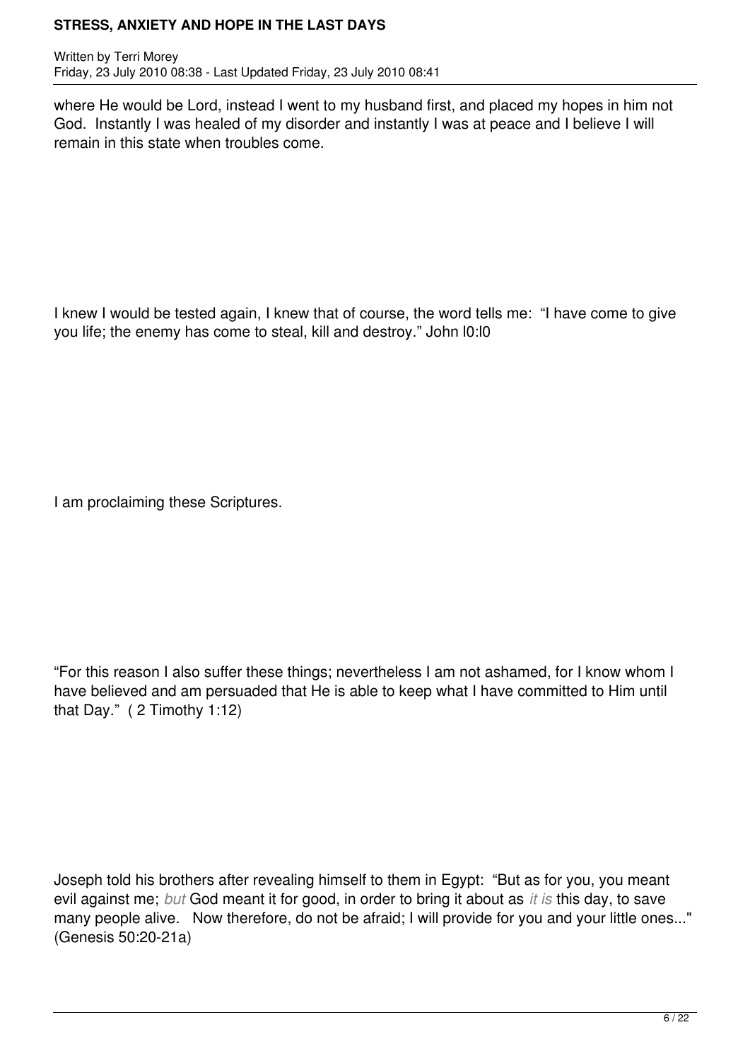where He would be Lord, instead I went to my husband first, and placed my hopes in him not God. Instantly I was healed of my disorder and instantly I was at peace and I believe I will remain in this state when troubles come.

I knew I would be tested again, I knew that of course, the word tells me: "I have come to give you life; the enemy has come to steal, kill and destroy." John l0:l0

I am proclaiming these Scriptures.

"For this reason I also suffer these things; nevertheless I am not ashamed, for I know whom I have believed and am persuaded that He is able to keep what I have committed to Him until that Day." ( 2 Timothy 1:12)

Joseph told his brothers after revealing himself to them in Egypt: "But as for you, you meant evil against me; *but* God meant it for good, in order to bring it about as *it is* this day, to save many people alive. Now therefore, do not be afraid; I will provide for you and your little ones..." (Genesis 50:20-21a)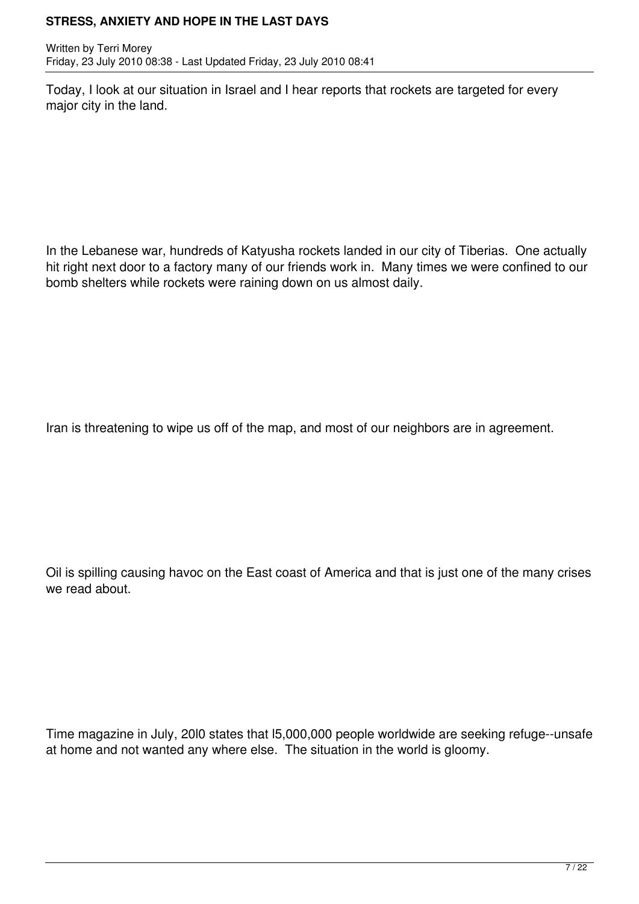Today, I look at our situation in Israel and I hear reports that rockets are targeted for every major city in the land.

In the Lebanese war, hundreds of Katyusha rockets landed in our city of Tiberias. One actually hit right next door to a factory many of our friends work in. Many times we were confined to our bomb shelters while rockets were raining down on us almost daily.

Iran is threatening to wipe us off of the map, and most of our neighbors are in agreement.

Oil is spilling causing havoc on the East coast of America and that is just one of the many crises we read about.

Time magazine in July, 20l0 states that l5,000,000 people worldwide are seeking refuge--unsafe at home and not wanted any where else. The situation in the world is gloomy.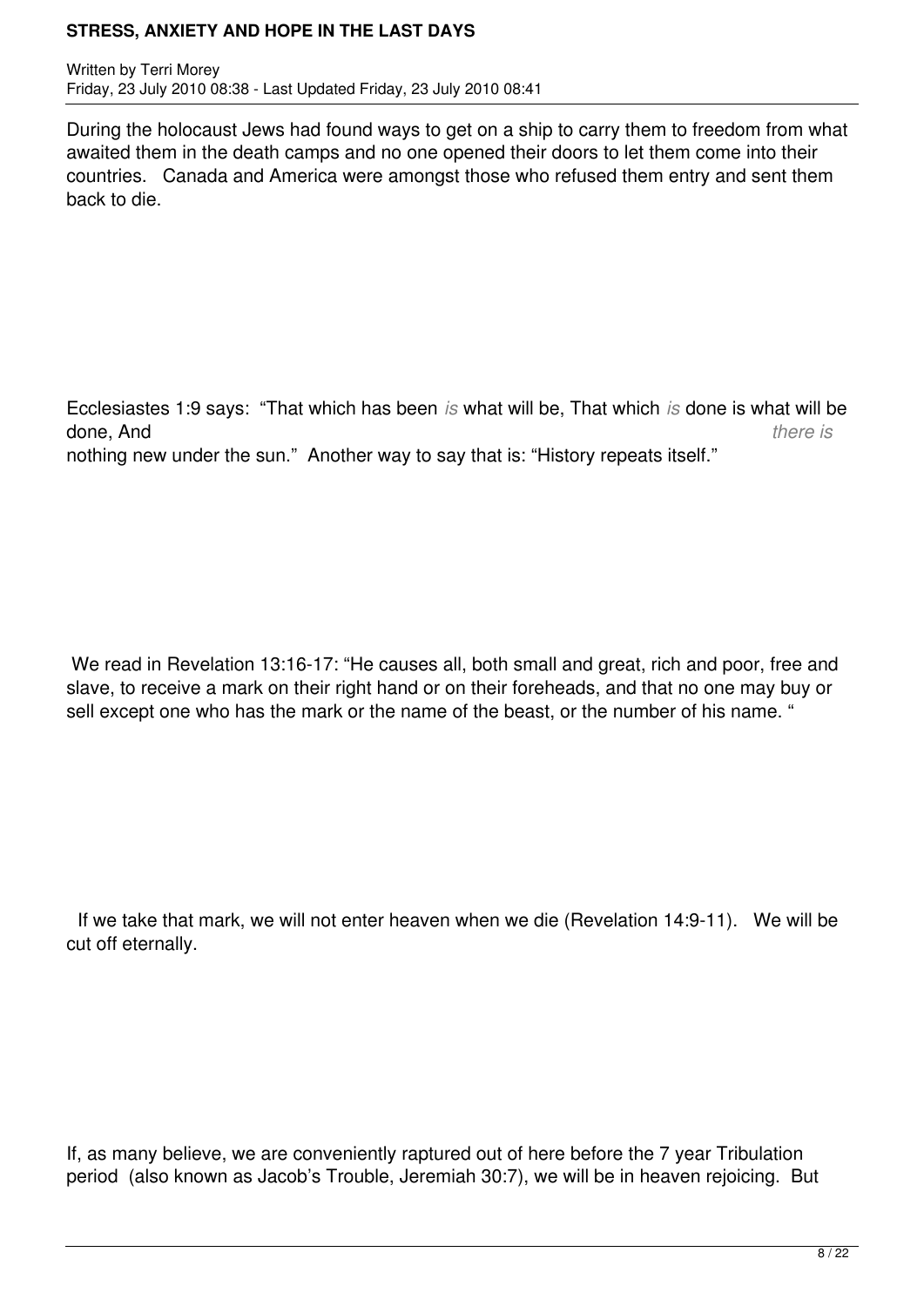During the holocaust Jews had found ways to get on a ship to carry them to freedom from what awaited them in the death camps and no one opened their doors to let them come into their countries. Canada and America were amongst those who refused them entry and sent them back to die.

Ecclesiastes 1:9 says: "That which has been *is* what will be, That which *is* done is what will be done, And *there is* nothing new under the sun." Another way to say that is: "History repeats itself."

We read in Revelation 13:16-17: "He causes all, both small and great, rich and poor, free and slave, to receive a mark on their right hand or on their foreheads, and that no one may buy or sell except one who has the mark or the name of the beast, or the number of his name. "

If we take that mark, we will not enter heaven when we die (Revelation 14:9-11). We will be cut off eternally.

If, as many believe, we are conveniently raptured out of here before the 7 year Tribulation period (also known as Jacob's Trouble, Jeremiah 30:7), we will be in heaven rejoicing. But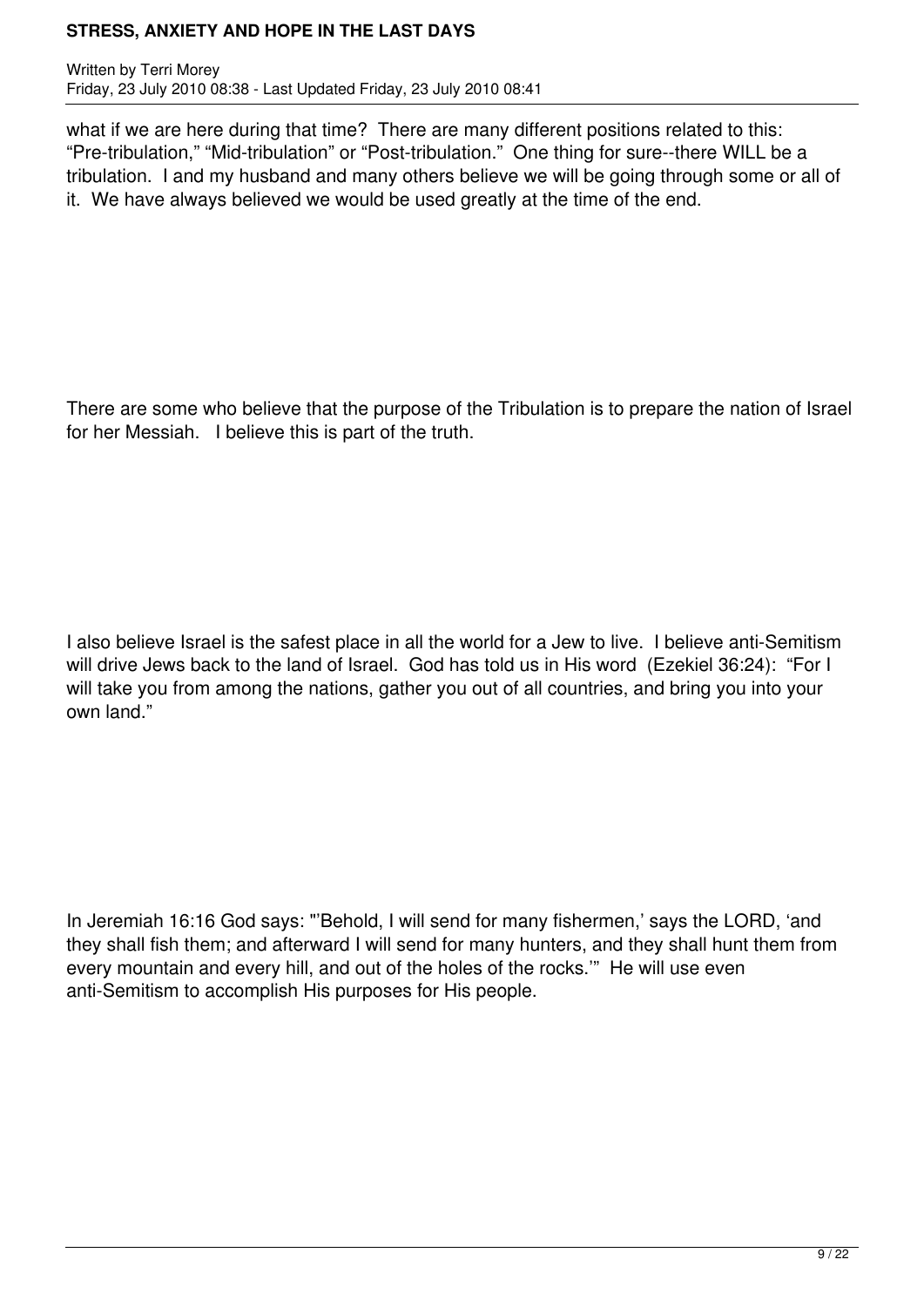what if we are here during that time? There are many different positions related to this: "Pre-tribulation," "Mid-tribulation" or "Post-tribulation." One thing for sure--there WILL be a tribulation. I and my husband and many others believe we will be going through some or all of it. We have always believed we would be used greatly at the time of the end.

There are some who believe that the purpose of the Tribulation is to prepare the nation of Israel for her Messiah. I believe this is part of the truth.

I also believe Israel is the safest place in all the world for a Jew to live. I believe anti-Semitism will drive Jews back to the land of Israel. God has told us in His word (Ezekiel 36:24): "For I will take you from among the nations, gather you out of all countries, and bring you into your own land."

In Jeremiah 16:16 God says: "'Behold, I will send for many fishermen,' says the LORD, 'and they shall fish them; and afterward I will send for many hunters, and they shall hunt them from every mountain and every hill, and out of the holes of the rocks.'" He will use even anti-Semitism to accomplish His purposes for His people.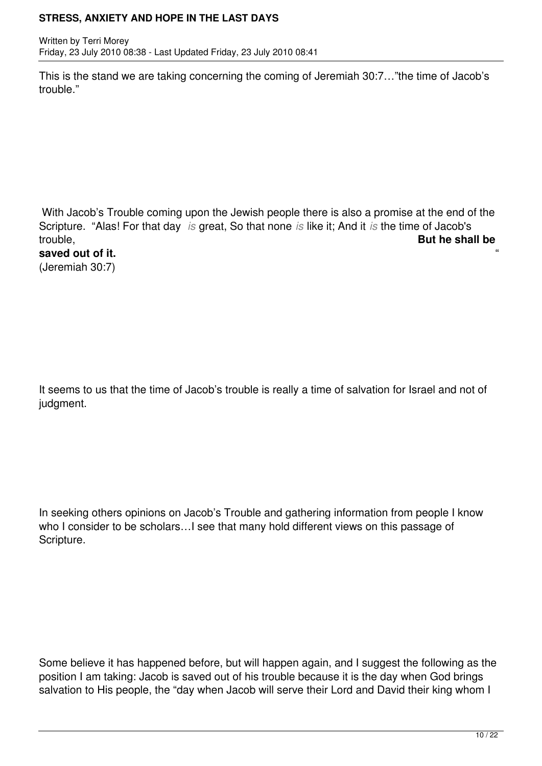This is the stand we are taking concerning the coming of Jeremiah 30:7…"the time of Jacob's trouble."

With Jacob's Trouble coming upon the Jewish people there is also a promise at the end of the Scripture. "Alas! For that day *is* great, So that none *is* like it; And it *is* the time of Jacob's trouble, **But he shall be saved out of it.** " (Jeremiah 30:7)

It seems to us that the time of Jacob's trouble is really a time of salvation for Israel and not of judgment.

In seeking others opinions on Jacob's Trouble and gathering information from people I know who I consider to be scholars…I see that many hold different views on this passage of Scripture.

Some believe it has happened before, but will happen again, and I suggest the following as the position I am taking: Jacob is saved out of his trouble because it is the day when God brings salvation to His people, the "day when Jacob will serve their Lord and David their king whom I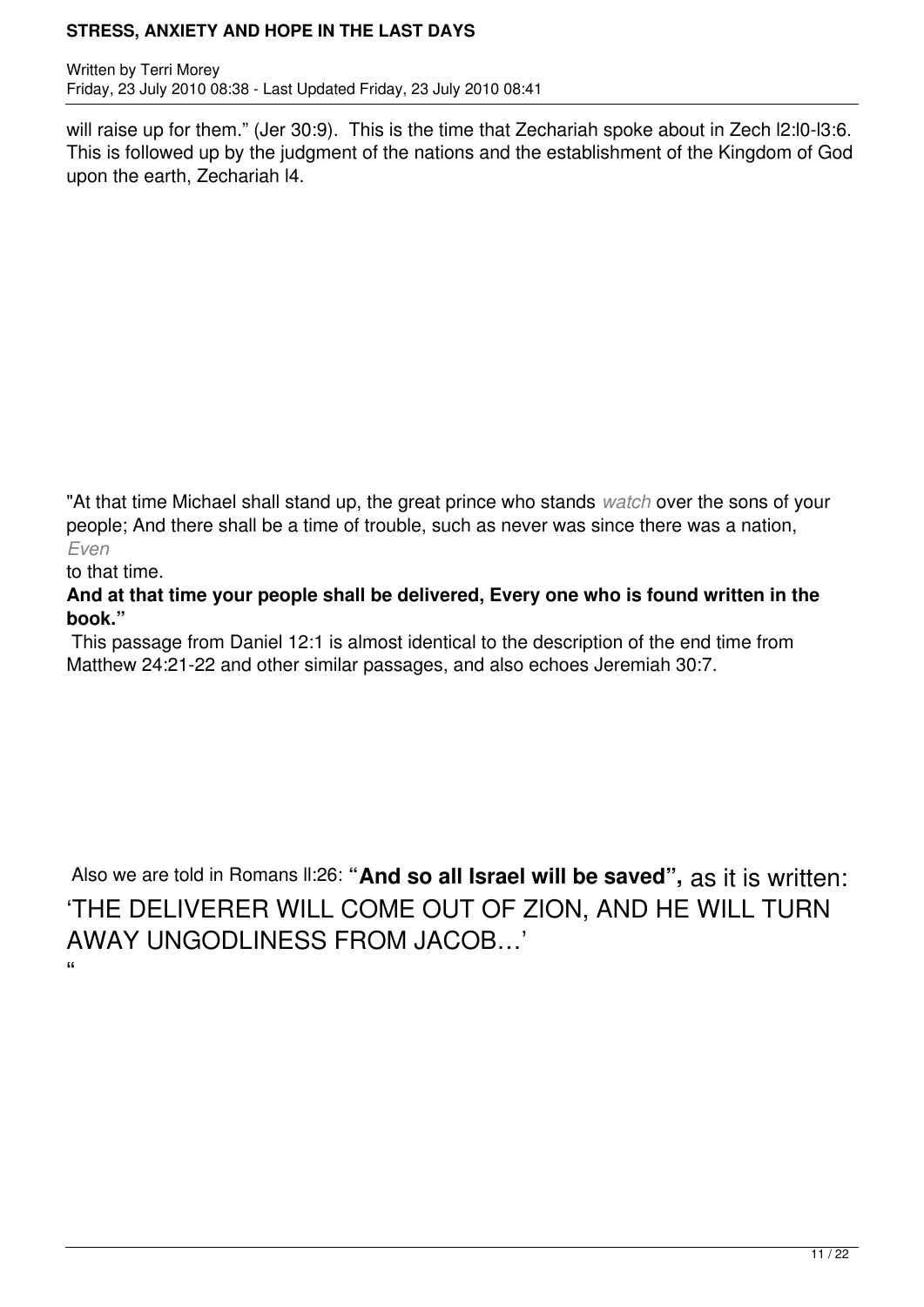will raise up for them." (Jer 30:9). This is the time that Zechariah spoke about in Zech l2:l0-l3:6. This is followed up by the judgment of the nations and the establishment of the Kingdom of God upon the earth, Zechariah l4.

"At that time Michael shall stand up, the great prince who stands *watch* over the sons of your people; And there shall be a time of trouble, such as never was since there was a nation, *Even* to that time.

**And at that time your people shall be delivered, Every one who is found written in the book."**

This passage from Daniel 12:1 is almost identical to the description of the end time from Matthew 24:21-22 and other similar passages, and also echoes Jeremiah 30:7.

Also we are told in Romans ll:26: **"And so all Israel will be saved",** as it is written: 'THE DELIVERER WILL COME OUT OF ZION, AND HE WILL TURN AWAY UNGODLINESS FROM JACOB…'

"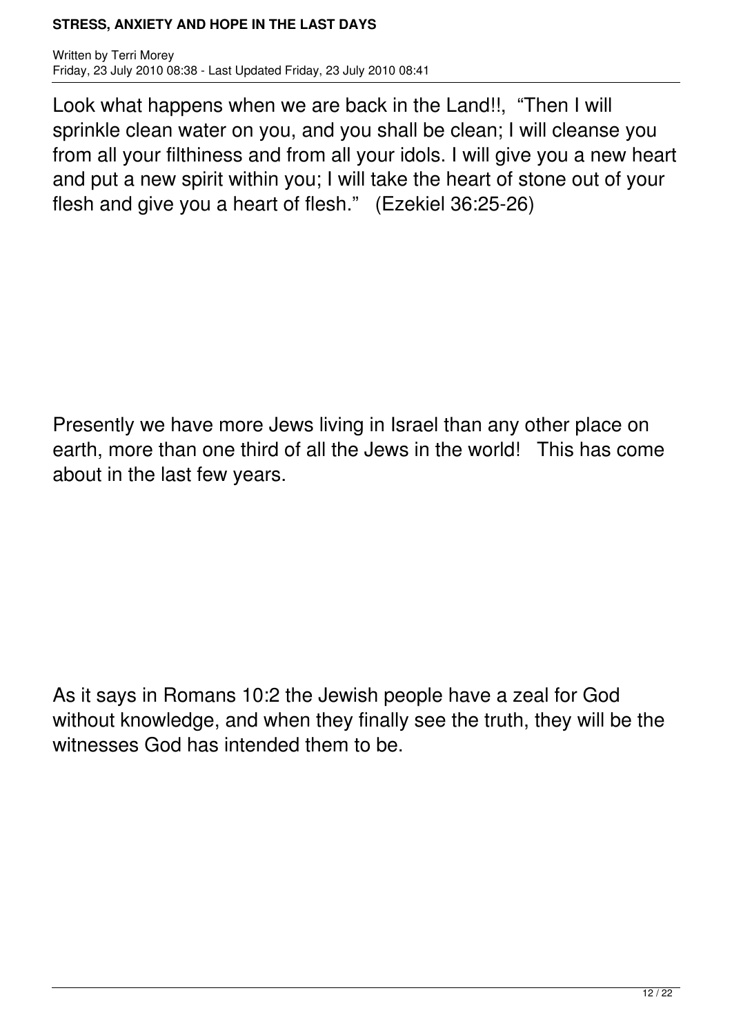Look what happens when we are back in the Land!!, "Then I will sprinkle clean water on you, and you shall be clean; I will cleanse you from all your filthiness and from all your idols. I will give you a new heart and put a new spirit within you; I will take the heart of stone out of your flesh and give you a heart of flesh." (Ezekiel 36:25-26)

Presently we have more Jews living in Israel than any other place on earth, more than one third of all the Jews in the world! This has come about in the last few years.

As it says in Romans 10:2 the Jewish people have a zeal for God without knowledge, and when they finally see the truth, they will be the witnesses God has intended them to be.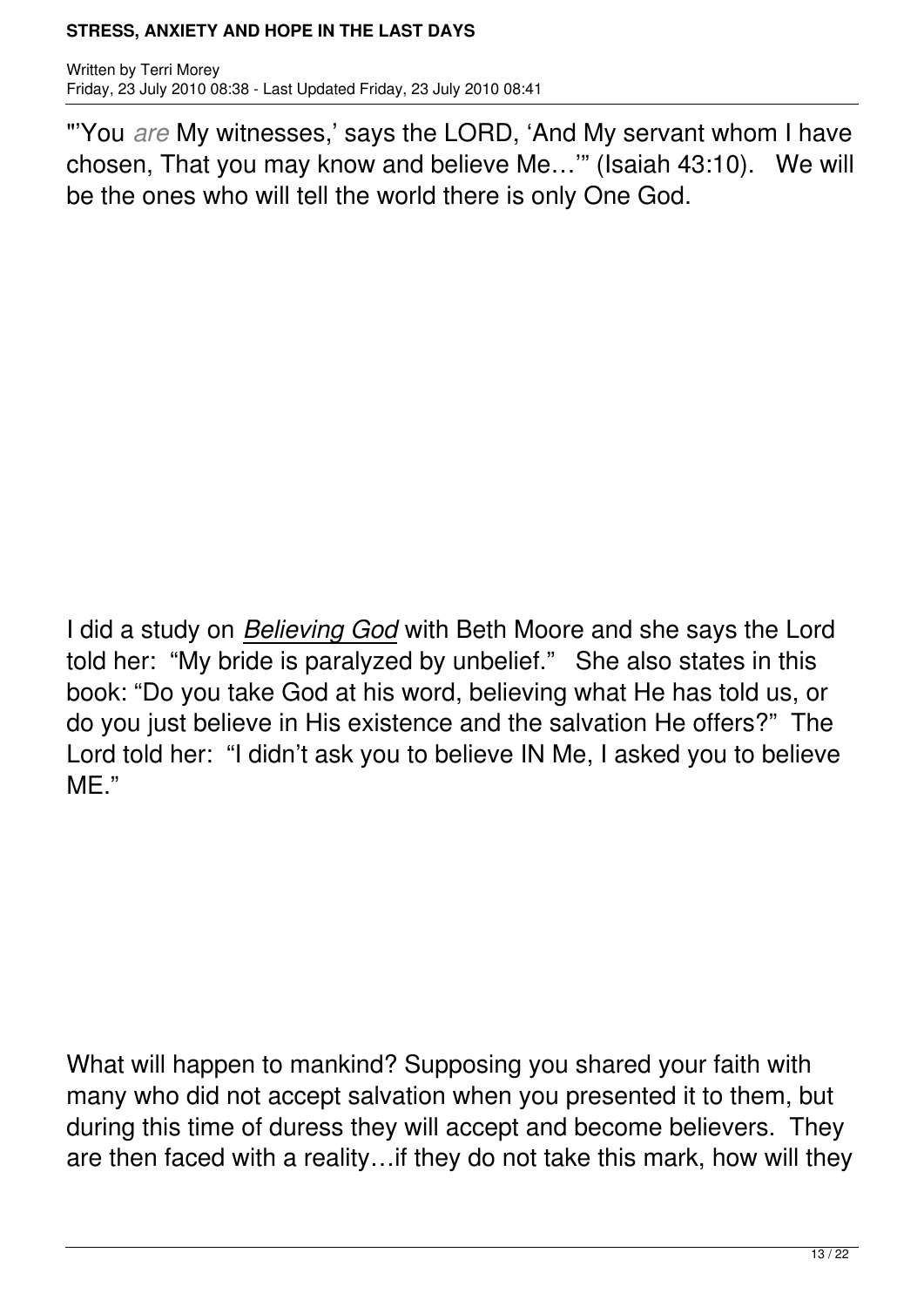"'You *are* My witnesses,' says the LORD, 'And My servant whom I have chosen, That you may know and believe Me…'" (Isaiah 43:10). We will be the ones who will tell the world there is only One God.

I did a study on ***Believing God*** with Beth Moore and she says the Lord told her: "My bride is paralyzed by unbelief." She also states in this book: "Do you take God at his word, believing what He has told us, or do you just believe in His existence and the salvation He offers?" The Lord told her: "I didn't ask you to believe IN Me, I asked you to believe ME."

What will happen to mankind? Supposing you shared your faith with many who did not accept salvation when you presented it to them, but during this time of duress they will accept and become believers. They are then faced with a reality…if they do not take this mark, how will they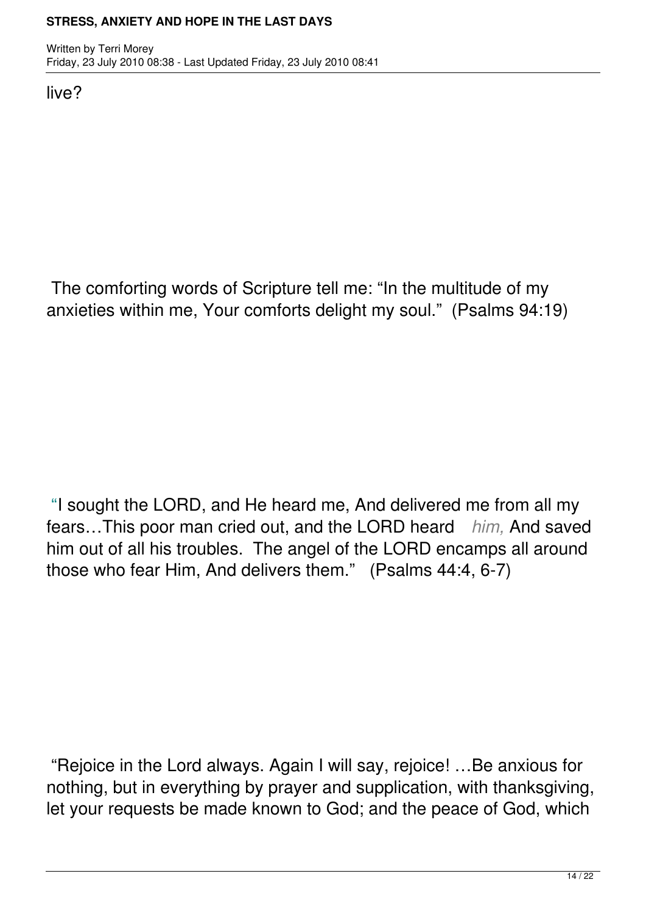live?

The comforting words of Scripture tell me: “In the multitude of my anxieties within me, Your comforts delight my soul.” (Psalms 94:19)

“I sought the LORD, and He heard me, And delivered me from all my fears…This poor man cried out, and the LORD heard *him,* And saved him out of all his troubles. The angel of the LORD encamps all around those who fear Him, And delivers them.” (Psalms 44:4, 6-7)

“Rejoice in the Lord always. Again I will say, rejoice! …Be anxious for nothing, but in everything by prayer and supplication, with thanksgiving, let your requests be made known to God; and the peace of God, which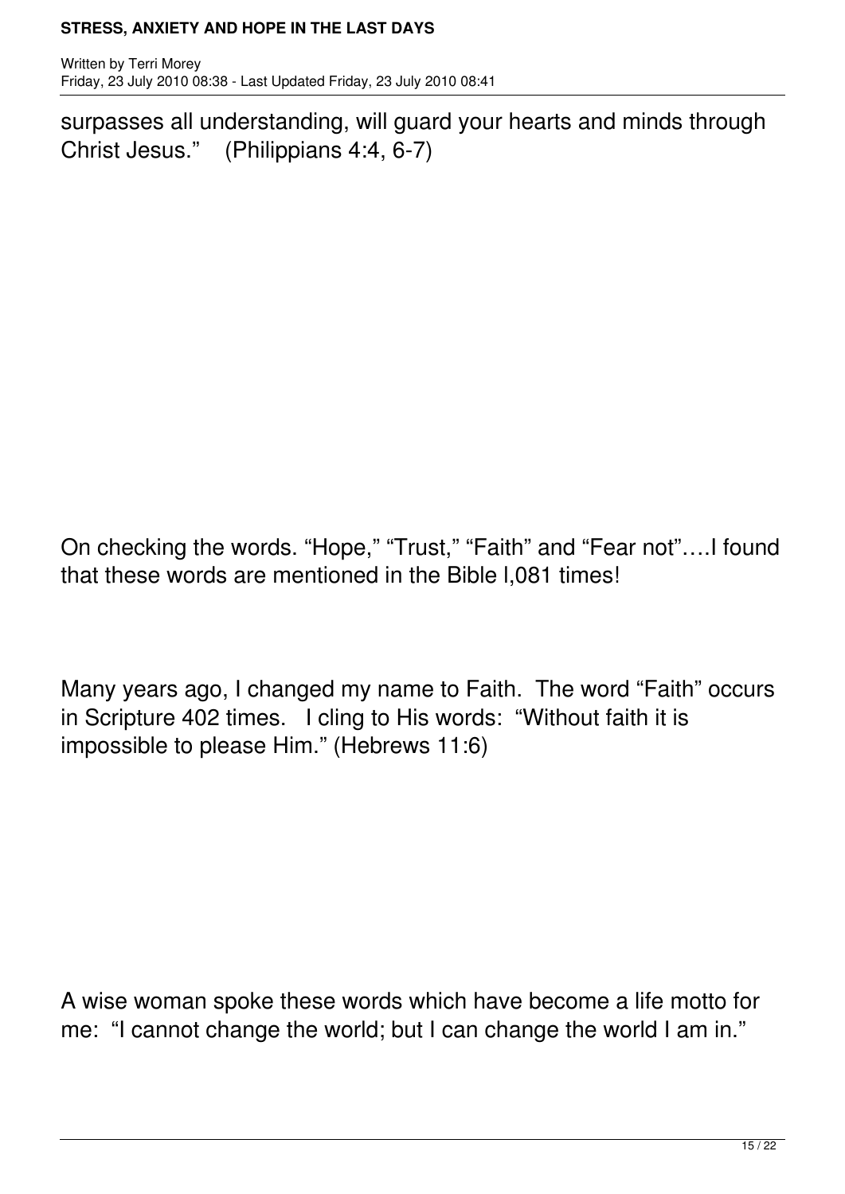surpasses all understanding, will guard your hearts and minds through Christ Jesus."    (Philippians 4:4, 6-7)

On checking the words. "Hope," "Trust," "Faith" and "Fear not"….I found that these words are mentioned in the Bible l,081 times!

Many years ago, I changed my name to Faith.  The word "Faith" occurs in Scripture 402 times.   I cling to His words:  "Without faith it is impossible to please Him." (Hebrews 11:6)

A wise woman spoke these words which have become a life motto for me:  "I cannot change the world; but I can change the world I am in."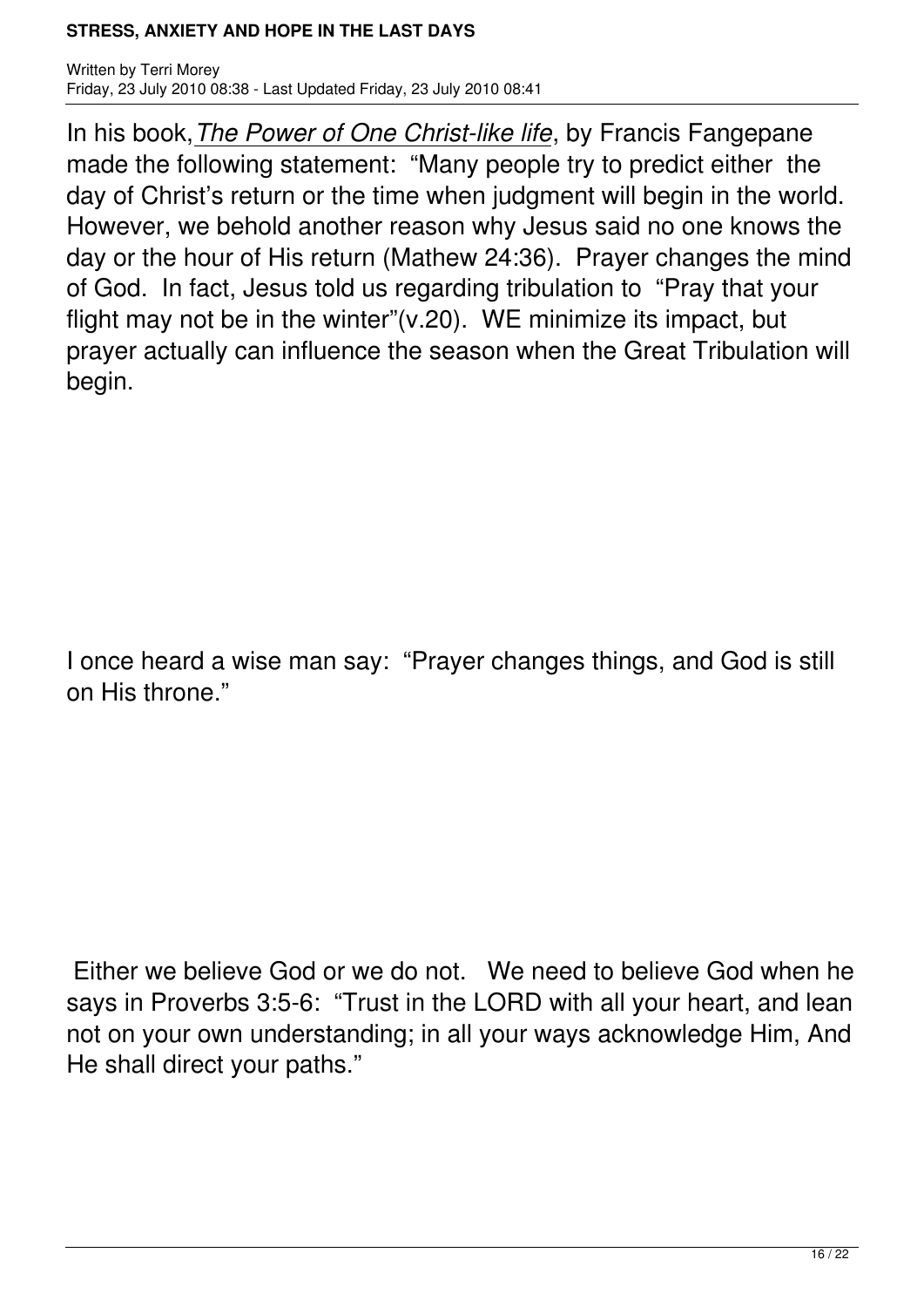In his book, *The Power of One Christ-like life*, by Francis Fangepane made the following statement: "Many people try to predict either the day of Christ's return or the time when judgment will begin in the world. However, we behold another reason why Jesus said no one knows the day or the hour of His return (Mathew 24:36). Prayer changes the mind of God. In fact, Jesus told us regarding tribulation to "Pray that your flight may not be in the winter"(v.20). WE minimize its impact, but prayer actually can influence the season when the Great Tribulation will begin.

I once heard a wise man say: "Prayer changes things, and God is still on His throne."

Either we believe God or we do not. We need to believe God when he says in Proverbs 3:5-6: "Trust in the LORD with all your heart, and lean not on your own understanding; in all your ways acknowledge Him, And He shall direct your paths."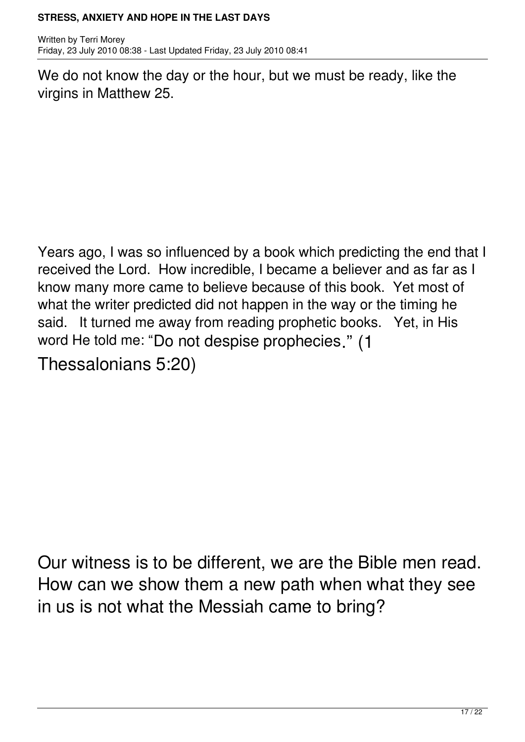We do not know the day or the hour, but we must be ready, like the virgins in Matthew 25.

Years ago, I was so influenced by a book which predicting the end that I received the Lord. How incredible, I became a believer and as far as I know many more came to believe because of this book. Yet most of what the writer predicted did not happen in the way or the timing he said. It turned me away from reading prophetic books. Yet, in His word He told me: "Do not despise prophecies." (1 Thessalonians 5:20)

Our witness is to be different, we are the Bible men read. How can we show them a new path when what they see in us is not what the Messiah came to bring?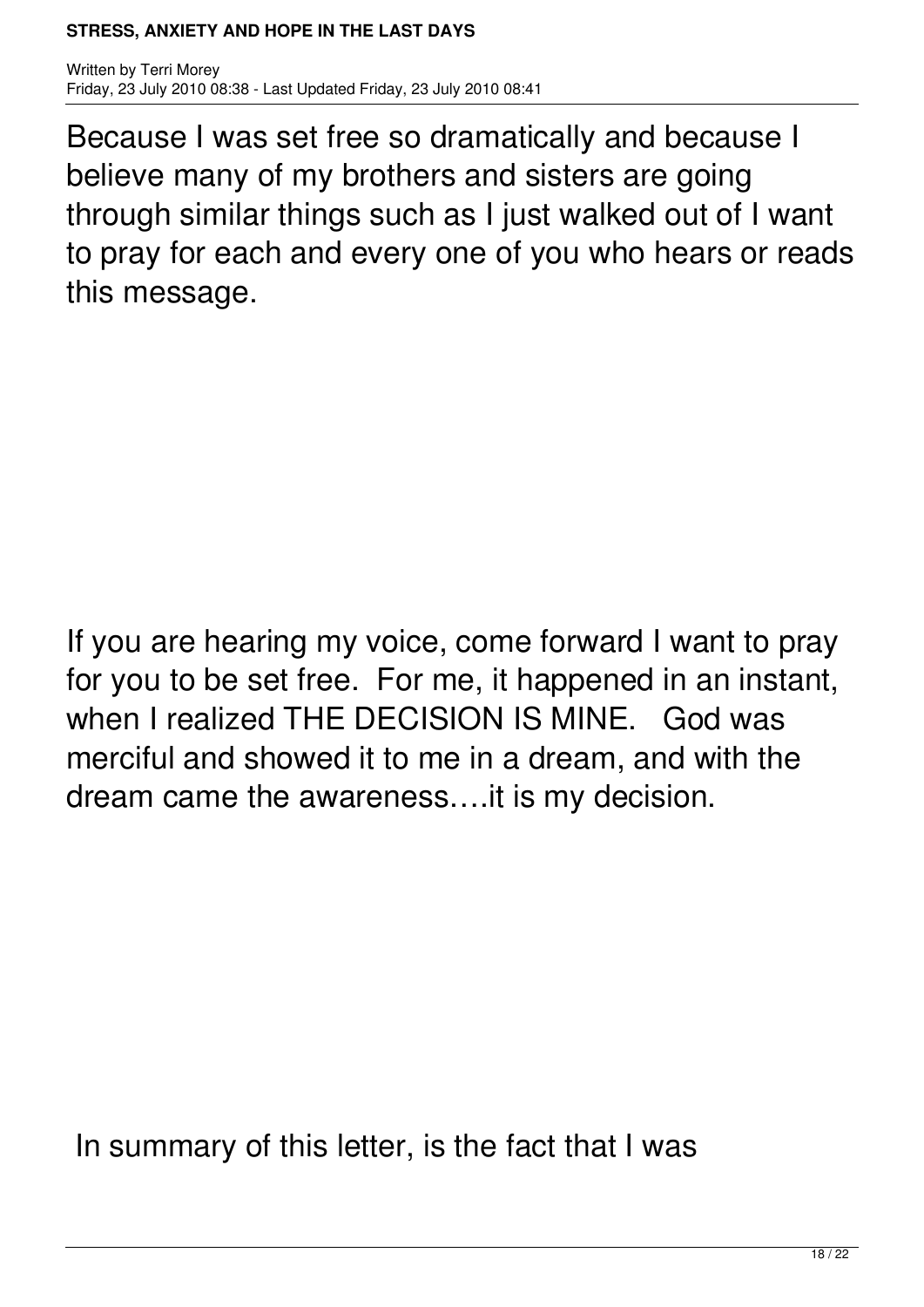Because I was set free so dramatically and because I believe many of my brothers and sisters are going through similar things such as I just walked out of I want to pray for each and every one of you who hears or reads this message.

If you are hearing my voice, come forward I want to pray for you to be set free. For me, it happened in an instant, when I realized THE DECISION IS MINE. God was merciful and showed it to me in a dream, and with the dream came the awareness….it is my decision.

In summary of this letter, is the fact that I was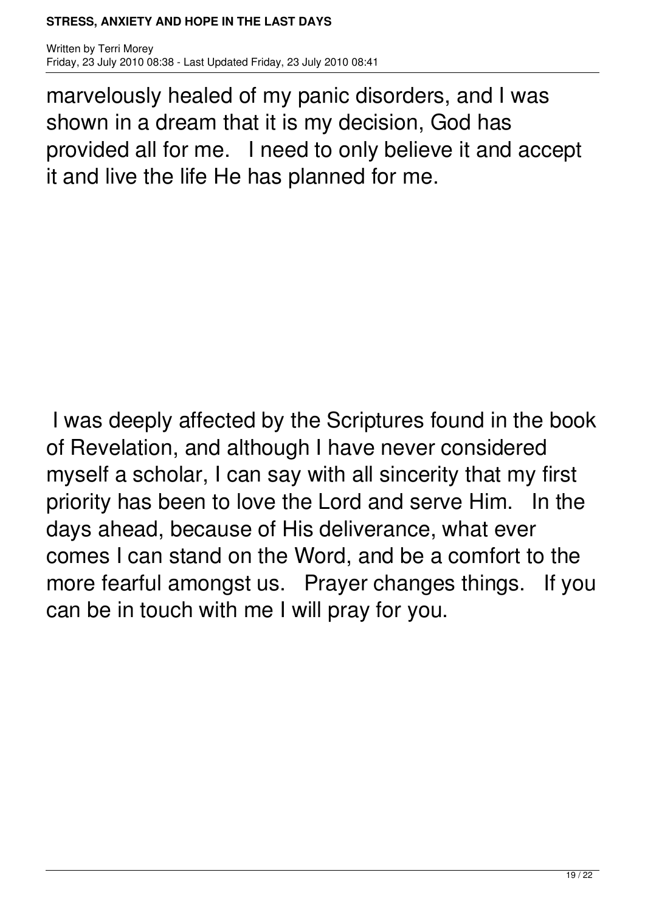marvelously healed of my panic disorders, and I was shown in a dream that it is my decision, God has provided all for me. I need to only believe it and accept it and live the life He has planned for me.

I was deeply affected by the Scriptures found in the book of Revelation, and although I have never considered myself a scholar, I can say with all sincerity that my first priority has been to love the Lord and serve Him. In the days ahead, because of His deliverance, what ever comes I can stand on the Word, and be a comfort to the more fearful amongst us. Prayer changes things. If you can be in touch with me I will pray for you.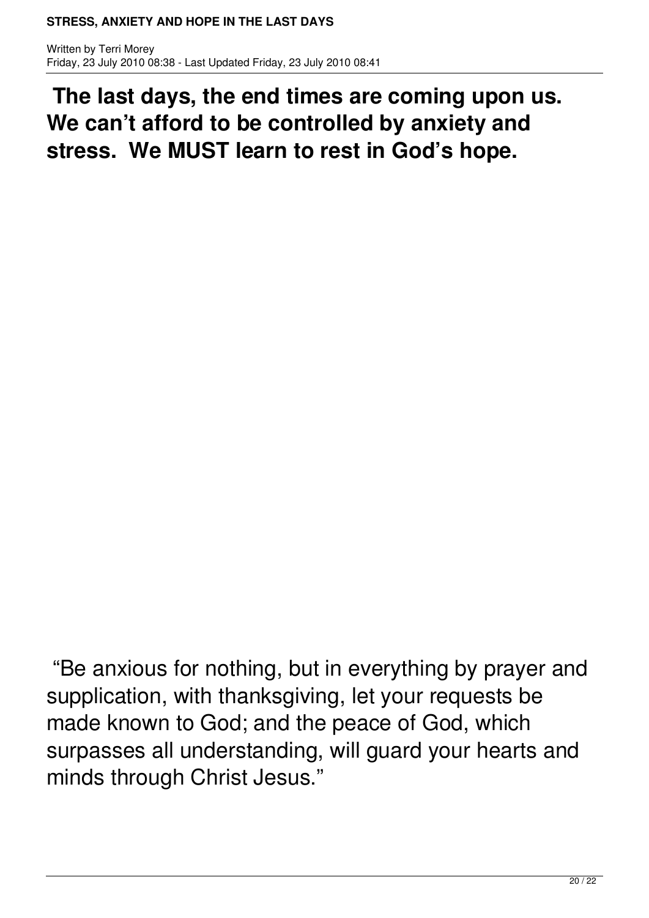**The last days, the end times are coming upon us. We can't afford to be controlled by anxiety and stress. We MUST learn to rest in God's hope.**

"Be anxious for nothing, but in everything by prayer and supplication, with thanksgiving, let your requests be made known to God; and the peace of God, which surpasses all understanding, will guard your hearts and minds through Christ Jesus."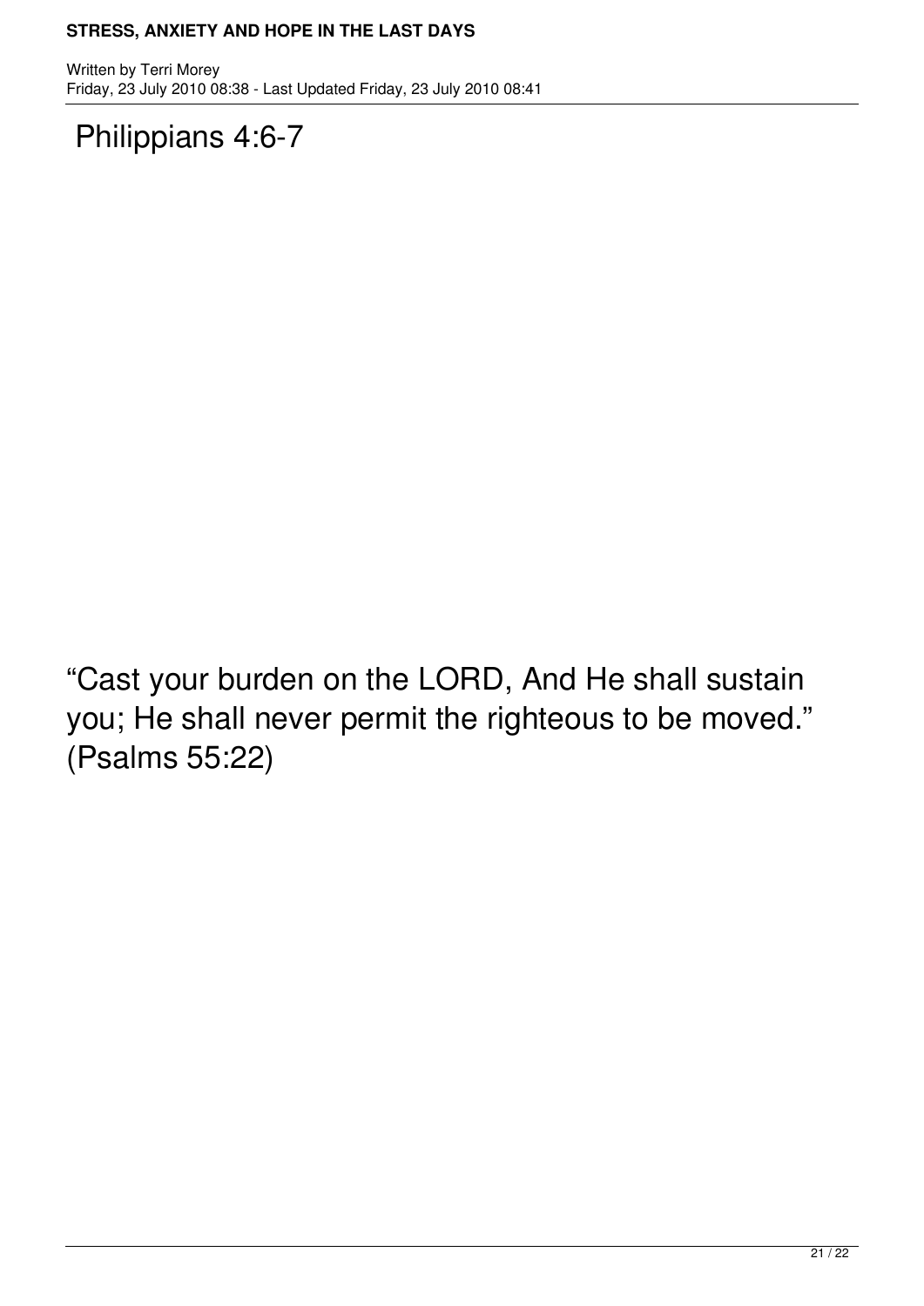Philippians 4:6-7

“Cast your burden on the LORD, And He shall sustain you; He shall never permit the righteous to be moved.” (Psalms 55:22)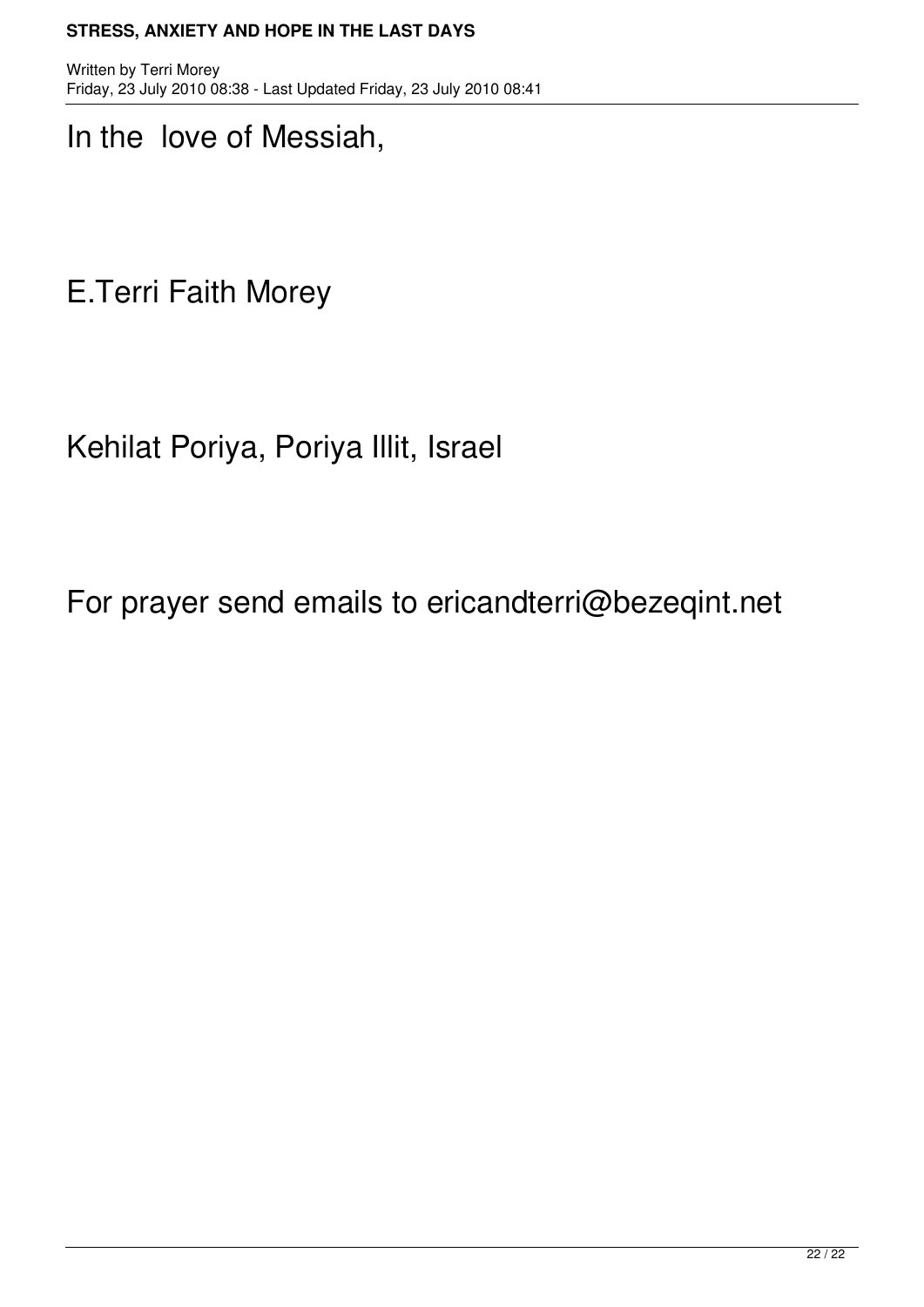In the love of Messiah,

E.Terri Faith Morey

Kehilat Poriya, Poriya Illit, Israel

For prayer send emails to ericandterri@bezeqint.net